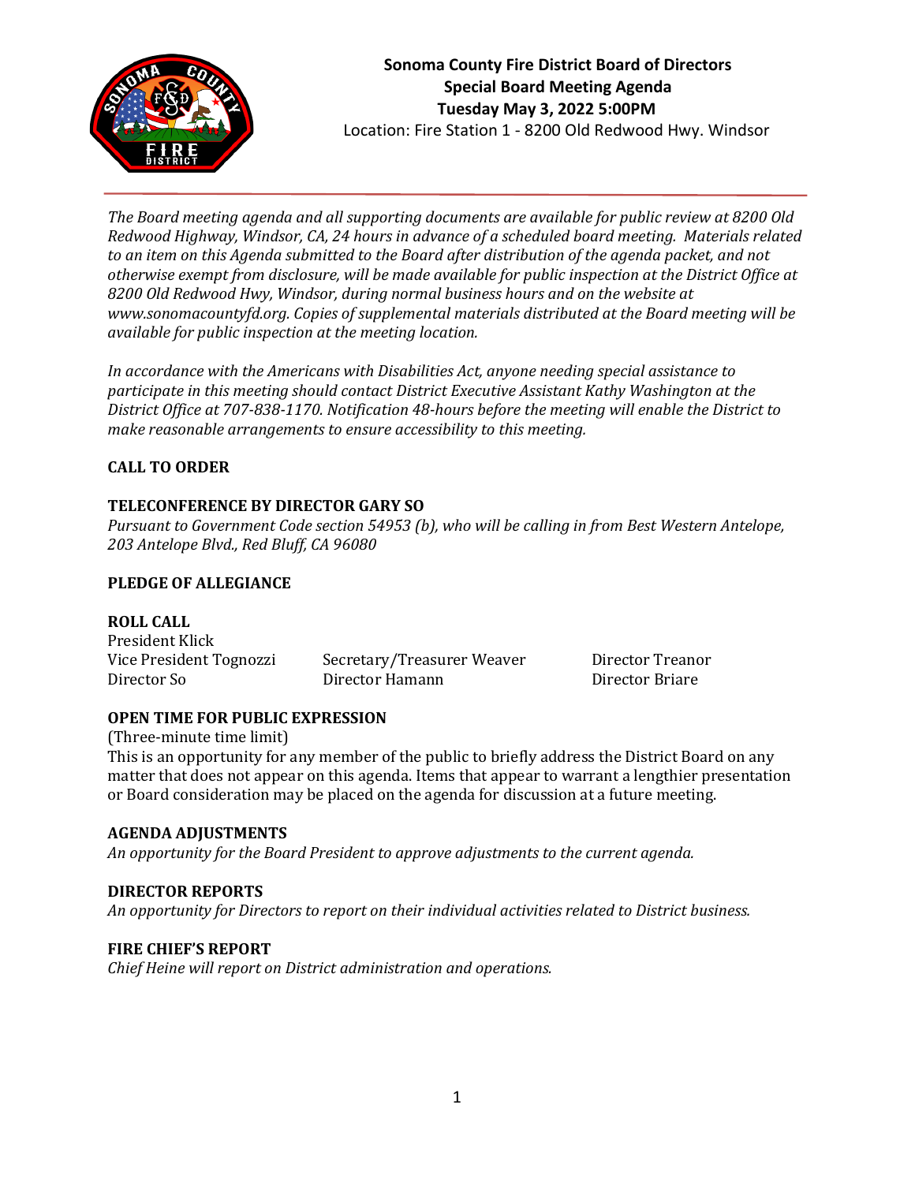# Sonoma County Fire District Board of Directors
## Special Board Meeting Agenda
**Tuesday May 3, 2022 5:00PM**

Location: Fire Station 1 - 8200 Old Redwood Hwy. Windsor

*The Board meeting agenda and all supporting documents are available for public review at 8200 Old Redwood Highway, Windsor, CA, 24 hours in advance of a scheduled board meeting. Materials related to an item on this Agenda submitted to the Board after distribution of the agenda packet, and not otherwise exempt from disclosure, will be made available for public inspection at the District Office at 8200 Old Redwood Hwy, Windsor, during normal business hours and on the website at www.sonomacountyfd.org. Copies of supplemental materials distributed at the Board meeting will be available for public inspection at the meeting location.*

*In accordance with the Americans with Disabilities Act, anyone needing special assistance to participate in this meeting should contact District Executive Assistant Kathy Washington at the District Office at 707-838-1170. Notification 48-hours before the meeting will enable the District to make reasonable arrangements to ensure accessibility to this meeting.*

**CALL TO ORDER**

**TELECONFERENCE BY DIRECTOR GARY SO**

*Pursuant to Government Code section 54953 (b), who will be calling in from Best Western Antelope, 203 Antelope Blvd., Red Bluff, CA 96080*

**PLEDGE OF ALLEGIANCE**

**ROLL CALL**

President Klick

Vice President Tognozzi

Secretary/Treasurer Weaver

Director Treanor

Director So

Director Hamann

Director Briare

**OPEN TIME FOR PUBLIC EXPRESSION**

(Three-minute time limit)

This is an opportunity for any member of the public to briefly address the District Board on any matter that does not appear on this agenda. Items that appear to warrant a lengthier presentation or Board consideration may be placed on the agenda for discussion at a future meeting.

**AGENDA ADJUSTMENTS**

*An opportunity for the Board President to approve adjustments to the current agenda.*

**DIRECTOR REPORTS**

*An opportunity for Directors to report on their individual activities related to District business.*

**FIRE CHIEF'S REPORT**

*Chief Heine will report on District administration and operations.*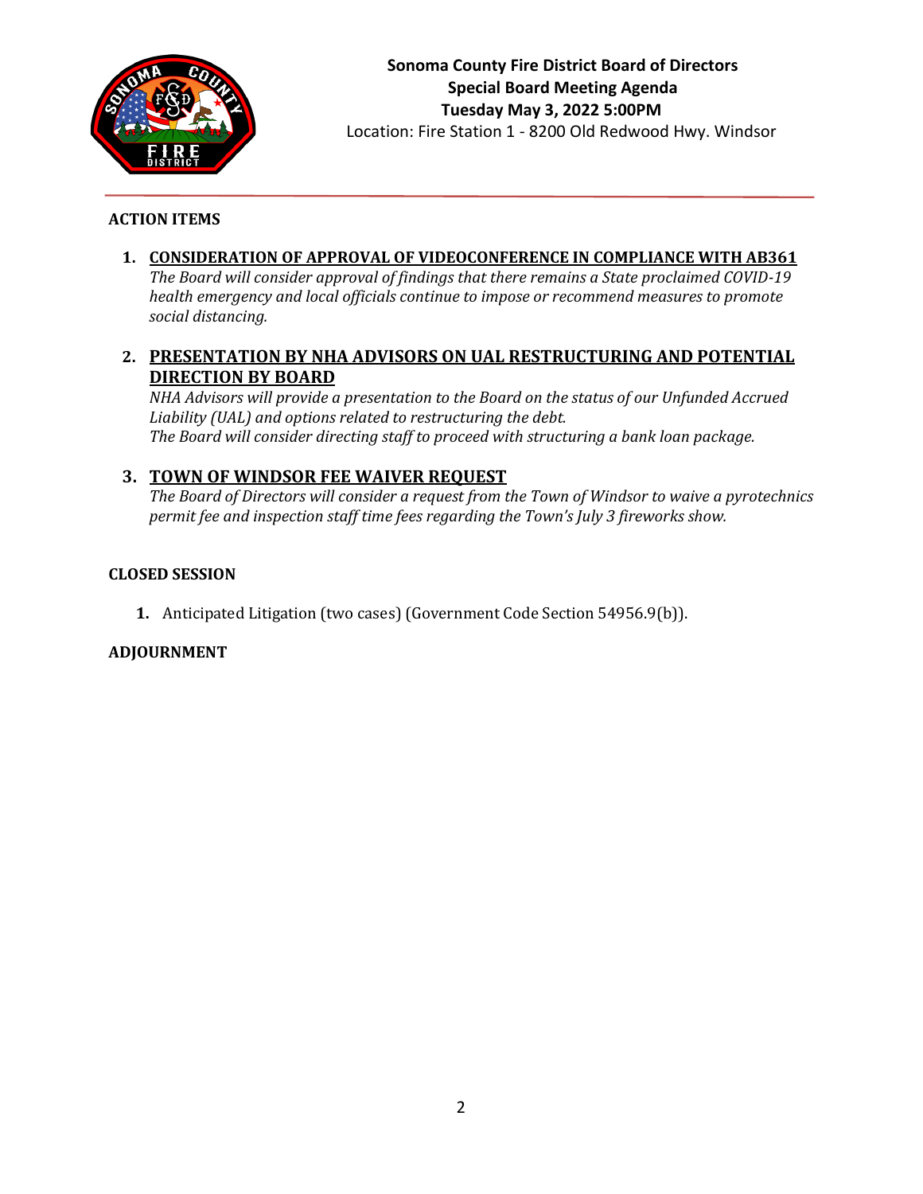**Sonoma County Fire District Board of Directors**
**Special Board Meeting Agenda**
**Tuesday May 3, 2022 5:00PM**
Location: Fire Station 1 - 8200 Old Redwood Hwy. Windsor

## ACTION ITEMS

1. **CONSIDERATION OF APPROVAL OF VIDEOCONFERENCE IN COMPLIANCE WITH AB361**
   *The Board will consider approval of findings that there remains a State proclaimed COVID-19 health emergency and local officials continue to impose or recommend measures to promote social distancing.*

2. **PRESENTATION BY NHA ADVISORS ON UAL RESTRUCTURING AND POTENTIAL DIRECTION BY BOARD**
   *NHA Advisors will provide a presentation to the Board on the status of our Unfunded Accrued Liability (UAL) and options related to restructuring the debt.*
   *The Board will consider directing staff to proceed with structuring a bank loan package.*

3. **TOWN OF WINDSOR FEE WAIVER REQUEST**
   *The Board of Directors will consider a request from the Town of Windsor to waive a pyrotechnics permit fee and inspection staff time fees regarding the Town's July 3 fireworks show.*

## CLOSED SESSION

1. Anticipated Litigation (two cases) (Government Code Section 54956.9(b)).

## ADJOURNMENT